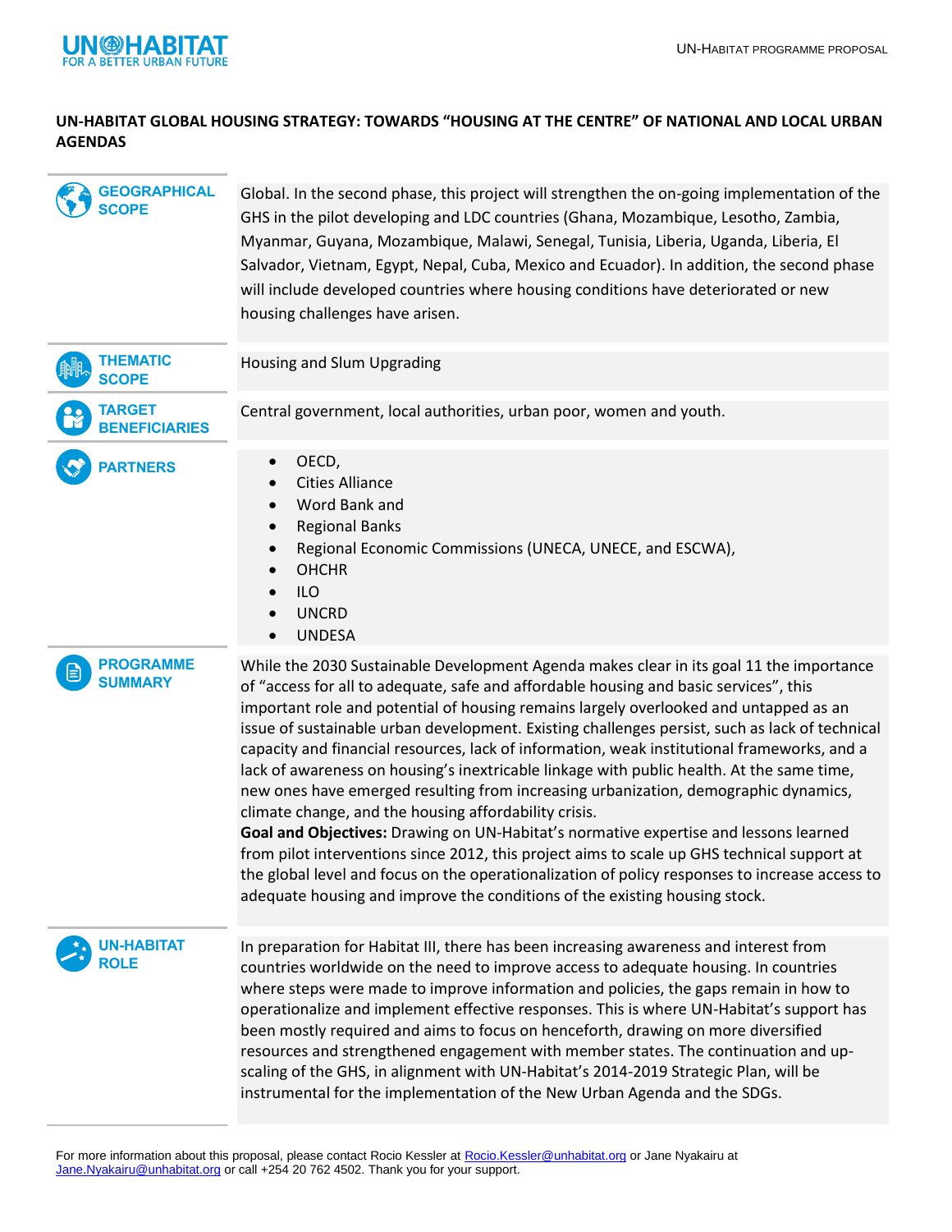# UN-HABITAT GLOBAL HOUSING STRATEGY: TOWARDS "HOUSING AT THE CENTRE" OF NATIONAL AND LOCAL URBAN AGENDAS

| | |
|---|---|
| **GEOGRAPHICAL SCOPE** | Global. In the second phase, this project will strengthen the on-going implementation of the GHS in the pilot developing and LDC countries (Ghana, Mozambique, Lesotho, Zambia, Myanmar, Guyana, Mozambique, Malawi, Senegal, Tunisia, Liberia, Uganda, Liberia, El Salvador, Vietnam, Egypt, Nepal, Cuba, Mexico and Ecuador). In addition, the second phase will include developed countries where housing conditions have deteriorated or new housing challenges have arisen. |
| **THEMATIC SCOPE** | Housing and Slum Upgrading |
| **TARGET BENEFICIARIES** | Central government, local authorities, urban poor, women and youth. |
| **PARTNERS** | • OECD,<br>• Cities Alliance<br>• Word Bank and<br>• Regional Banks<br>• Regional Economic Commissions (UNECA, UNECE, and ESCWA),<br>• OHCHR<br>• ILO<br>• UNCRD<br>• UNDESA |
| **PROGRAMME SUMMARY** | While the 2030 Sustainable Development Agenda makes clear in its goal 11 the importance of "access for all to adequate, safe and affordable housing and basic services", this important role and potential of housing remains largely overlooked and untapped as an issue of sustainable urban development. Existing challenges persist, such as lack of technical capacity and financial resources, lack of information, weak institutional frameworks, and a lack of awareness on housing's inextricable linkage with public health. At the same time, new ones have emerged resulting from increasing urbanization, demographic dynamics, climate change, and the housing affordability crisis.<br>**Goal and Objectives:** Drawing on UN-Habitat's normative expertise and lessons learned from pilot interventions since 2012, this project aims to scale up GHS technical support at the global level and focus on the operationalization of policy responses to increase access to adequate housing and improve the conditions of the existing housing stock. |
| **UN-HABITAT ROLE** | In preparation for Habitat III, there has been increasing awareness and interest from countries worldwide on the need to improve access to adequate housing. In countries where steps were made to improve information and policies, the gaps remain in how to operationalize and implement effective responses. This is where UN-Habitat's support has been mostly required and aims to focus on henceforth, drawing on more diversified resources and strengthened engagement with member states. The continuation and up-scaling of the GHS, in alignment with UN-Habitat's 2014-2019 Strategic Plan, will be instrumental for the implementation of the New Urban Agenda and the SDGs. |

For more information about this proposal, please contact Rocio Kessler at Rocio.Kessler@unhabitat.org or Jane Nyakairu at Jane.Nyakairu@unhabitat.org or call +254 20 762 4502. Thank you for your support.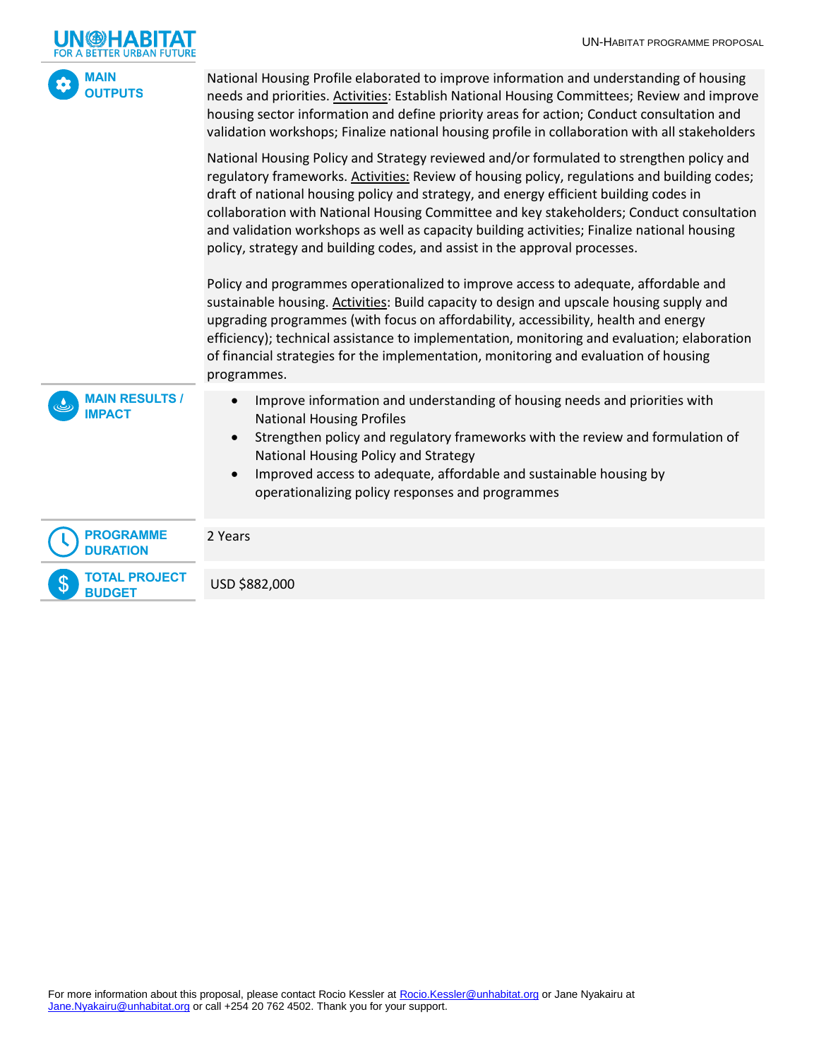| | |
|---|---|
| **MAIN OUTPUTS** | National Housing Profile elaborated to improve information and understanding of housing needs and priorities. Activities: Establish National Housing Committees; Review and improve housing sector information and define priority areas for action; Conduct consultation and validation workshops; Finalize national housing profile in collaboration with all stakeholders<br><br>National Housing Policy and Strategy reviewed and/or formulated to strengthen policy and regulatory frameworks. Activities: Review of housing policy, regulations and building codes; draft of national housing policy and strategy, and energy efficient building codes in collaboration with National Housing Committee and key stakeholders; Conduct consultation and validation workshops as well as capacity building activities; Finalize national housing policy, strategy and building codes, and assist in the approval processes.<br><br>Policy and programmes operationalized to improve access to adequate, affordable and sustainable housing. Activities: Build capacity to design and upscale housing supply and upgrading programmes (with focus on affordability, accessibility, health and energy efficiency); technical assistance to implementation, monitoring and evaluation; elaboration of financial strategies for the implementation, monitoring and evaluation of housing programmes. |
| **MAIN RESULTS / IMPACT** | • Improve information and understanding of housing needs and priorities with National Housing Profiles<br>• Strengthen policy and regulatory frameworks with the review and formulation of National Housing Policy and Strategy<br>• Improved access to adequate, affordable and sustainable housing by operationalizing policy responses and programmes |
| **PROGRAMME DURATION** | 2 Years |
| **TOTAL PROJECT BUDGET** | USD $882,000 |

For more information about this proposal, please contact Rocio Kessler at Rocio.Kessler@unhabitat.org or Jane Nyakairu at Jane.Nyakairu@unhabitat.org or call +254 20 762 4502. Thank you for your support.